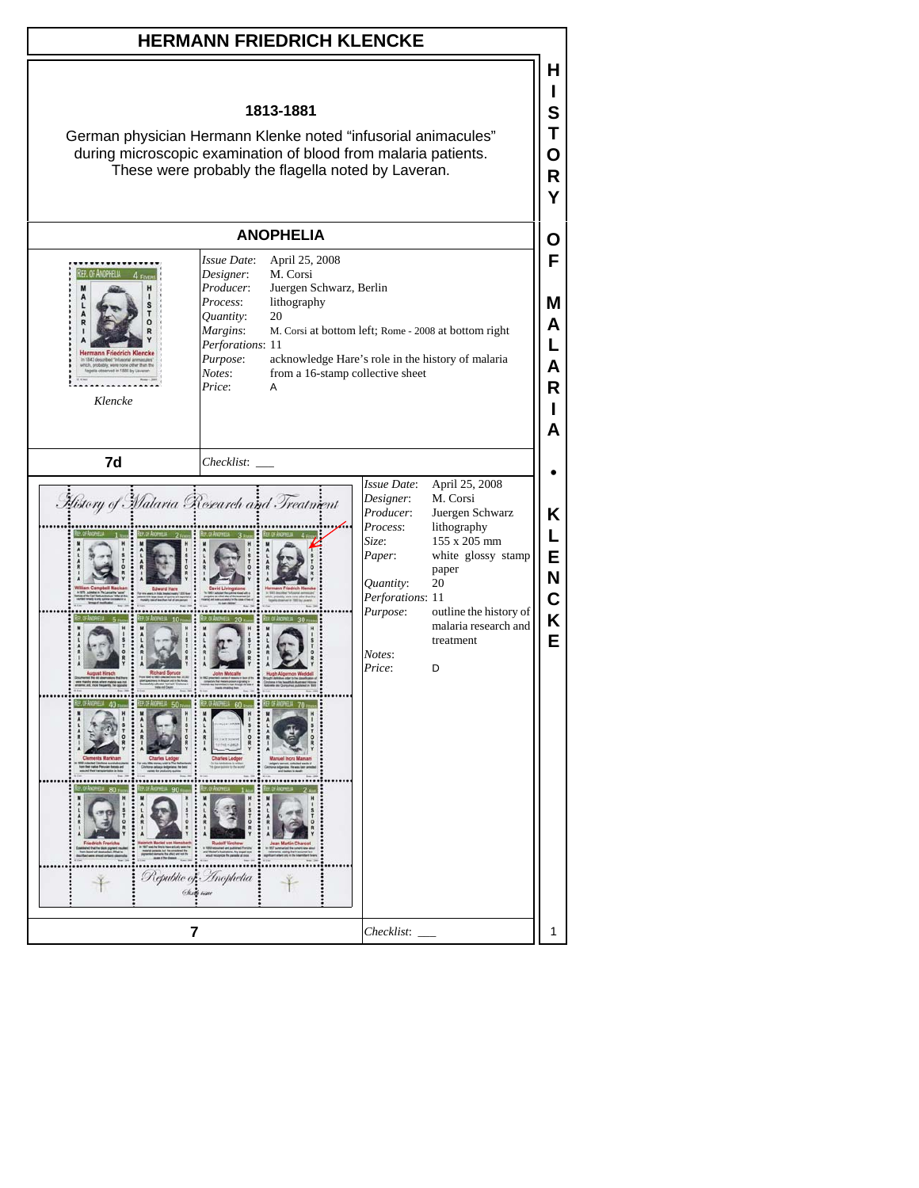# HERMANN FRIEDRICH KLENCKE

**1813-1881**

German physician Hermann Klenke noted "infusorial animacules" during microscopic examination of blood from malaria patients. These were probably the flagella noted by Laveran.

## ANOPHELIA

*Klencke*

| | |
|---|---|
| *Issue Date*: | April 25, 2008 |
| *Designer*: | M. Corsi |
| *Producer*: | Juergen Schwarz, Berlin |
| *Process*: | lithography |
| *Quantity*: | 20 |
| *Margins*: | M. Corsi at bottom left; Rome - 2008 at bottom right |
| *Perforations*: | 11 |
| *Purpose*: | acknowledge Hare's role in the history of malaria |
| *Notes*: | from a 16-stamp collective sheet |
| *Price*: | A |

**7d** *Checklist*: ___

| | |
|---|---|
| *Issue Date*: | April 25, 2008 |
| *Designer*: | M. Corsi |
| *Producer*: | Juergen Schwarz |
| *Process*: | lithography |
| *Size*: | 155 x 205 mm |
| *Paper*: | white glossy stamp paper |
| *Quantity*: | 20 |
| *Perforations*: | 11 |
| *Purpose*: | outline the history of malaria research and treatment |
| *Notes*: | |
| *Price*: | D |

**7** *Checklist*: ___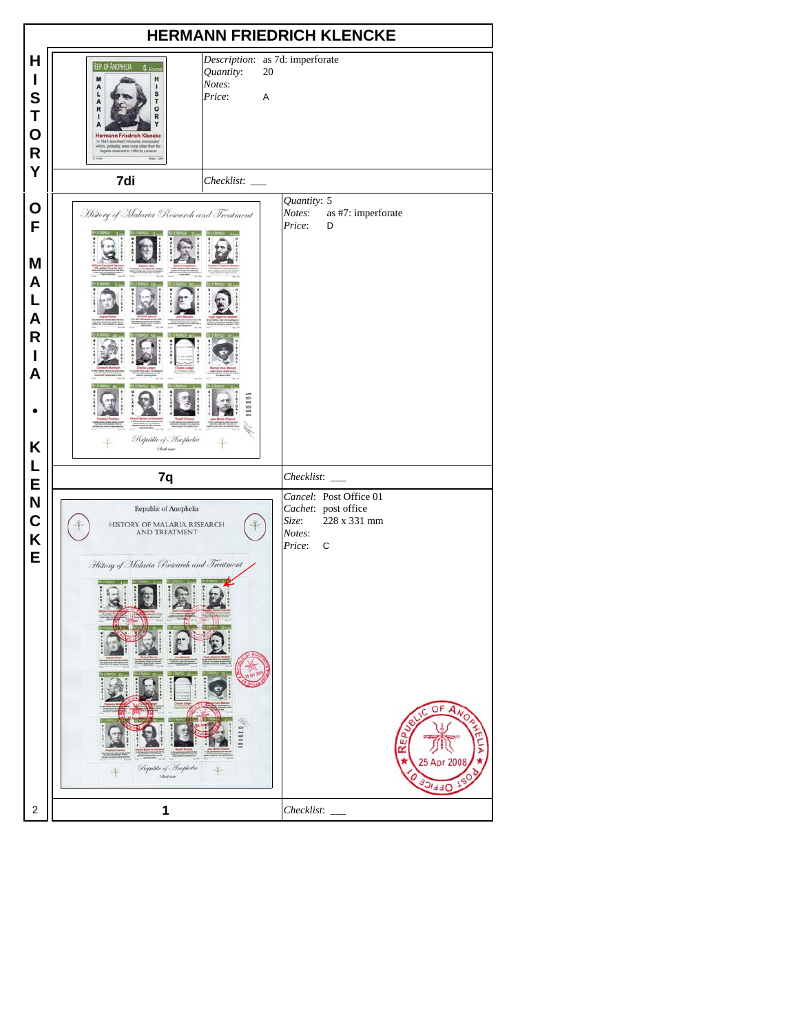# HERMANN FRIEDRICH KLENCKE

| | |
|---|---|
| | *Description*: as 7d: imperforate<br>*Quantity*: 20<br>*Notes*:<br>*Price*: A |
| **7di** | *Checklist*: ___ |
| | *Quantity*: 5<br>*Notes*: as #7: imperforate<br>*Price*: D |
| **7q** | *Checklist*: ___ |
| | *Cancel*: Post Office 01<br>*Cachet*: post office<br>*Size*: 228 x 331 mm<br>*Notes*:<br>*Price*: C |
| **1** | *Checklist*: ___ |

HISTORY OF MALARIA • KLENCKE